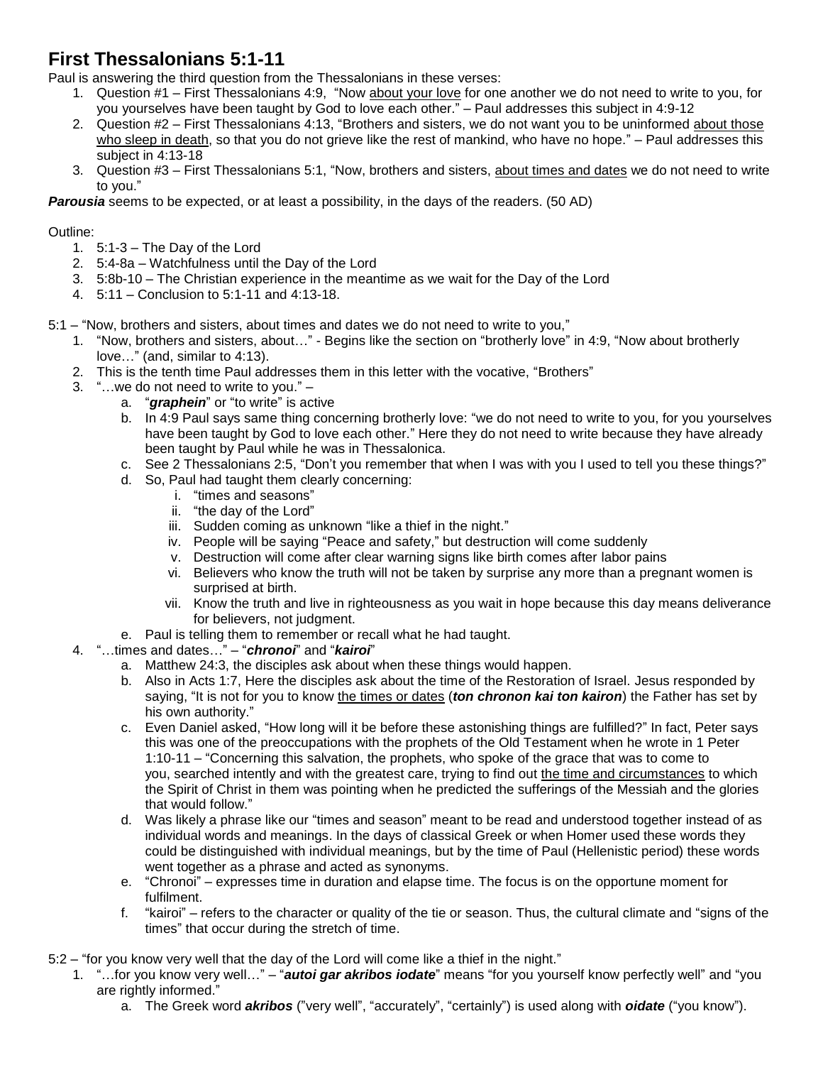# First Thessalonians 5:1-11

Paul is answering the third question from the Thessalonians in these verses:

1. Question #1 – First Thessalonians 4:9, "Now about your love for one another we do not need to write to you, for you yourselves have been taught by God to love each other." – Paul addresses this subject in 4:9-12
2. Question #2 – First Thessalonians 4:13, "Brothers and sisters, we do not want you to be uninformed about those who sleep in death, so that you do not grieve like the rest of mankind, who have no hope." – Paul addresses this subject in 4:13-18
3. Question #3 – First Thessalonians 5:1, "Now, brothers and sisters, about times and dates we do not need to write to you."

***Parousia*** seems to be expected, or at least a possibility, in the days of the readers. (50 AD)

Outline:

1. 5:1-3 – The Day of the Lord
2. 5:4-8a – Watchfulness until the Day of the Lord
3. 5:8b-10 – The Christian experience in the meantime as we wait for the Day of the Lord
4. 5:11 – Conclusion to 5:1-11 and 4:13-18.

5:1 – "Now, brothers and sisters, about times and dates we do not need to write to you,"

1. "Now, brothers and sisters, about…" - Begins like the section on "brotherly love" in 4:9, "Now about brotherly love…" (and, similar to 4:13).
2. This is the tenth time Paul addresses them in this letter with the vocative, "Brothers"
3. "…we do not need to write to you." –
   a. "***graphein***" or "to write" is active
   b. In 4:9 Paul says same thing concerning brotherly love: "we do not need to write to you, for you yourselves have been taught by God to love each other." Here they do not need to write because they have already been taught by Paul while he was in Thessalonica.
   c. See 2 Thessalonians 2:5, "Don't you remember that when I was with you I used to tell you these things?"
   d. So, Paul had taught them clearly concerning:
      i. "times and seasons"
      ii. "the day of the Lord"
      iii. Sudden coming as unknown "like a thief in the night."
      iv. People will be saying "Peace and safety," but destruction will come suddenly
      v. Destruction will come after clear warning signs like birth comes after labor pains
      vi. Believers who know the truth will not be taken by surprise any more than a pregnant women is surprised at birth.
      vii. Know the truth and live in righteousness as you wait in hope because this day means deliverance for believers, not judgment.
   e. Paul is telling them to remember or recall what he had taught.
4. "…times and dates…" – "***chronoi***" and "***kairoi***"
   a. Matthew 24:3, the disciples ask about when these things would happen.
   b. Also in Acts 1:7, Here the disciples ask about the time of the Restoration of Israel. Jesus responded by saying, "It is not for you to know the times or dates (***ton chronon kai ton kairon***) the Father has set by his own authority."
   c. Even Daniel asked, "How long will it be before these astonishing things are fulfilled?" In fact, Peter says this was one of the preoccupations with the prophets of the Old Testament when he wrote in 1 Peter 1:10-11 – "Concerning this salvation, the prophets, who spoke of the grace that was to come to you, searched intently and with the greatest care, trying to find out the time and circumstances to which the Spirit of Christ in them was pointing when he predicted the sufferings of the Messiah and the glories that would follow."
   d. Was likely a phrase like our "times and season" meant to be read and understood together instead of as individual words and meanings. In the days of classical Greek or when Homer used these words they could be distinguished with individual meanings, but by the time of Paul (Hellenistic period) these words went together as a phrase and acted as synonyms.
   e. "Chronoi" – expresses time in duration and elapse time. The focus is on the opportune moment for fulfilment.
   f. "kairoi" – refers to the character or quality of the tie or season. Thus, the cultural climate and "signs of the times" that occur during the stretch of time.

5:2 – "for you know very well that the day of the Lord will come like a thief in the night."

1. "…for you know very well…" – "***autoi gar akribos iodate***" means "for you yourself know perfectly well" and "you are rightly informed."
   a. The Greek word ***akribos*** ("very well", "accurately", "certainly") is used along with ***oidate*** ("you know").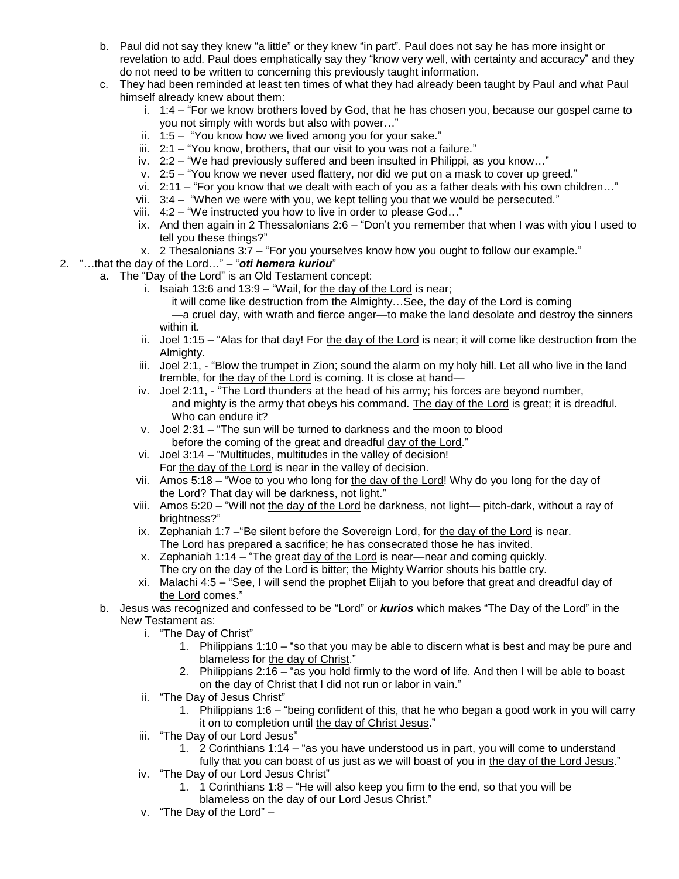b. Paul did not say they knew "a little" or they knew "in part". Paul does not say he has more insight or revelation to add. Paul does emphatically say they "know very well, with certainty and accuracy" and they do not need to be written to concerning this previously taught information.

c. They had been reminded at least ten times of what they had already been taught by Paul and what Paul himself already knew about them:

   i. 1:4 – "For we know brothers loved by God, that he has chosen you, because our gospel came to you not simply with words but also with power…"
   ii. 1:5 – "You know how we lived among you for your sake."
   iii. 2:1 – "You know, brothers, that our visit to you was not a failure."
   iv. 2:2 – "We had previously suffered and been insulted in Philippi, as you know…"
   v. 2:5 – "You know we never used flattery, nor did we put on a mask to cover up greed."
   vi. 2:11 – "For you know that we dealt with each of you as a father deals with his own children…"
   vii. 3:4 – "When we were with you, we kept telling you that we would be persecuted."
   viii. 4:2 – "We instructed you how to live in order to please God…"
   ix. And then again in 2 Thessalonians 2:6 – "Don't you remember that when I was with yiou I used to tell you these things?"
   x. 2 Thesalonians 3:7 – "For you yourselves know how you ought to follow our example."

2. "…that the day of the Lord…" – "***oti hemera kuriou***"

   a. The "Day of the Lord" is an Old Testament concept:

      i. Isaiah 13:6 and 13:9 – "Wail, for <u>the day of the Lord</u> is near;
         it will come like destruction from the Almighty…See, the day of the Lord is coming
         —a cruel day, with wrath and fierce anger—to make the land desolate and destroy the sinners within it.
      ii. Joel 1:15 – "Alas for that day! For <u>the day of the Lord</u> is near; it will come like destruction from the Almighty.
      iii. Joel 2:1, - "Blow the trumpet in Zion; sound the alarm on my holy hill. Let all who live in the land tremble, for <u>the day of the Lord</u> is coming. It is close at hand—
      iv. Joel 2:11, - "The Lord thunders at the head of his army; his forces are beyond number,
          and mighty is the army that obeys his command. <u>The day of the Lord</u> is great; it is dreadful.
          Who can endure it?
      v. Joel 2:31 – "The sun will be turned to darkness and the moon to blood
         before the coming of the great and dreadful <u>day of the Lord</u>."
      vi. Joel 3:14 – "Multitudes, multitudes in the valley of decision!
          For <u>the day of the Lord</u> is near in the valley of decision.
      vii. Amos 5:18 – "Woe to you who long for <u>the day of the Lord</u>! Why do you long for the day of the Lord? That day will be darkness, not light."
      viii. Amos 5:20 – "Will not <u>the day of the Lord</u> be darkness, not light— pitch-dark, without a ray of brightness?"
      ix. Zephaniah 1:7 –"Be silent before the Sovereign Lord, for <u>the day of the Lord</u> is near.
          The Lord has prepared a sacrifice; he has consecrated those he has invited.
      x. Zephaniah 1:14 – "The great <u>day of the Lord</u> is near—near and coming quickly.
         The cry on the day of the Lord is bitter; the Mighty Warrior shouts his battle cry.
      xi. Malachi 4:5 – "See, I will send the prophet Elijah to you before that great and dreadful <u>day of the Lord</u> comes."

   b. Jesus was recognized and confessed to be "Lord" or ***kurios*** which makes "The Day of the Lord" in the New Testament as:

      i. "The Day of Christ"
         1. Philippians 1:10 – "so that you may be able to discern what is best and may be pure and blameless for <u>the day of Christ</u>."
         2. Philippians 2:16 – "as you hold firmly to the word of life. And then I will be able to boast on <u>the day of Christ</u> that I did not run or labor in vain."
      ii. "The Day of Jesus Christ"
         1. Philippians 1:6 – "being confident of this, that he who began a good work in you will carry it on to completion until <u>the day of Christ Jesus</u>."
      iii. "The Day of our Lord Jesus"
         1. 2 Corinthians 1:14 – "as you have understood us in part, you will come to understand fully that you can boast of us just as we will boast of you in <u>the day of the Lord Jesus</u>."
      iv. "The Day of our Lord Jesus Christ"
         1. 1 Corinthians 1:8 – "He will also keep you firm to the end, so that you will be blameless on <u>the day of our Lord Jesus Christ</u>."
      v. "The Day of the Lord" –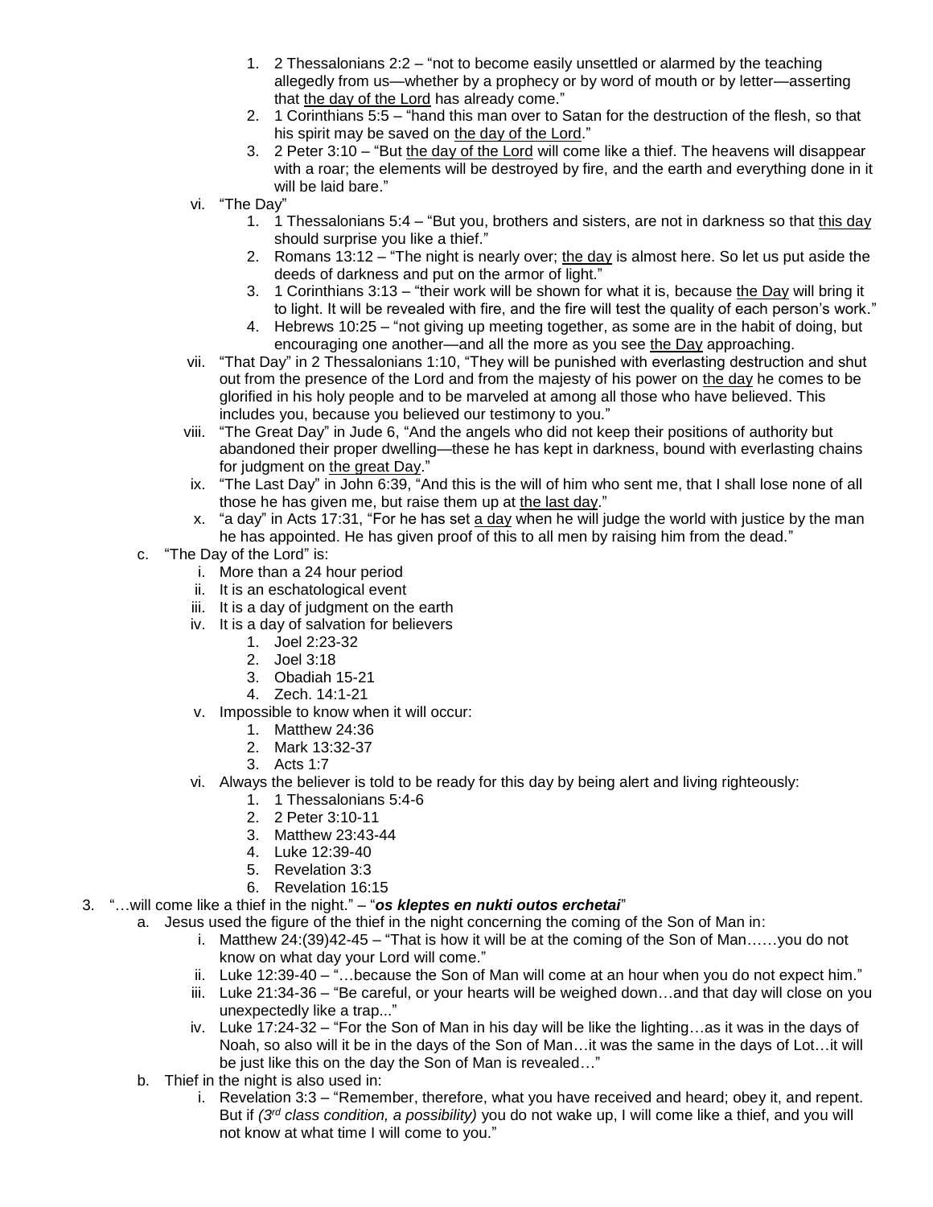1. 2 Thessalonians 2:2 – "not to become easily unsettled or alarmed by the teaching allegedly from us—whether by a prophecy or by word of mouth or by letter—asserting that <u>the day of the Lord</u> has already come."
2. 1 Corinthians 5:5 – "hand this man over to Satan for the destruction of the flesh, so that his spirit may be saved on <u>the day of the Lord</u>."
3. 2 Peter 3:10 – "But <u>the day of the Lord</u> will come like a thief. The heavens will disappear with a roar; the elements will be destroyed by fire, and the earth and everything done in it will be laid bare."

vi. "The Day"

1. 1 Thessalonians 5:4 – "But you, brothers and sisters, are not in darkness so that <u>this day</u> should surprise you like a thief."
2. Romans 13:12 – "The night is nearly over; <u>the day</u> is almost here. So let us put aside the deeds of darkness and put on the armor of light."
3. 1 Corinthians 3:13 – "their work will be shown for what it is, because <u>the Day</u> will bring it to light. It will be revealed with fire, and the fire will test the quality of each person's work."
4. Hebrews 10:25 – "not giving up meeting together, as some are in the habit of doing, but encouraging one another—and all the more as you see <u>the Day</u> approaching.

vii. "That Day" in 2 Thessalonians 1:10, "They will be punished with everlasting destruction and shut out from the presence of the Lord and from the majesty of his power on <u>the day</u> he comes to be glorified in his holy people and to be marveled at among all those who have believed. This includes you, because you believed our testimony to you."

viii. "The Great Day" in Jude 6, "And the angels who did not keep their positions of authority but abandoned their proper dwelling—these he has kept in darkness, bound with everlasting chains for judgment on <u>the great Day</u>."

ix. "The Last Day" in John 6:39, "And this is the will of him who sent me, that I shall lose none of all those he has given me, but raise them up at <u>the last day</u>."

x. "a day" in Acts 17:31, "For he has set <u>a day</u> when he will judge the world with justice by the man he has appointed. He has given proof of this to all men by raising him from the dead."

c. "The Day of the Lord" is:

i. More than a 24 hour period

ii. It is an eschatological event

iii. It is a day of judgment on the earth

iv. It is a day of salvation for believers

1. Joel 2:23-32
2. Joel 3:18
3. Obadiah 15-21
4. Zech. 14:1-21

v. Impossible to know when it will occur:

1. Matthew 24:36
2. Mark 13:32-37
3. Acts 1:7

vi. Always the believer is told to be ready for this day by being alert and living righteously:

1. 1 Thessalonians 5:4-6
2. 2 Peter 3:10-11
3. Matthew 23:43-44
4. Luke 12:39-40
5. Revelation 3:3
6. Revelation 16:15

3. "…will come like a thief in the night." – "***os kleptes en nukti outos erchetai***"

a. Jesus used the figure of the thief in the night concerning the coming of the Son of Man in:

i. Matthew 24:(39)42-45 – "That is how it will be at the coming of the Son of Man……you do not know on what day your Lord will come."

ii. Luke 12:39-40 – "…because the Son of Man will come at an hour when you do not expect him."

iii. Luke 21:34-36 – "Be careful, or your hearts will be weighed down…and that day will close on you unexpectedly like a trap..."

iv. Luke 17:24-32 – "For the Son of Man in his day will be like the lighting…as it was in the days of Noah, so also will it be in the days of the Son of Man…it was the same in the days of Lot…it will be just like this on the day the Son of Man is revealed…"

b. Thief in the night is also used in:

i. Revelation 3:3 – "Remember, therefore, what you have received and heard; obey it, and repent. But if *(3rd class condition, a possibility)* you do not wake up, I will come like a thief, and you will not know at what time I will come to you."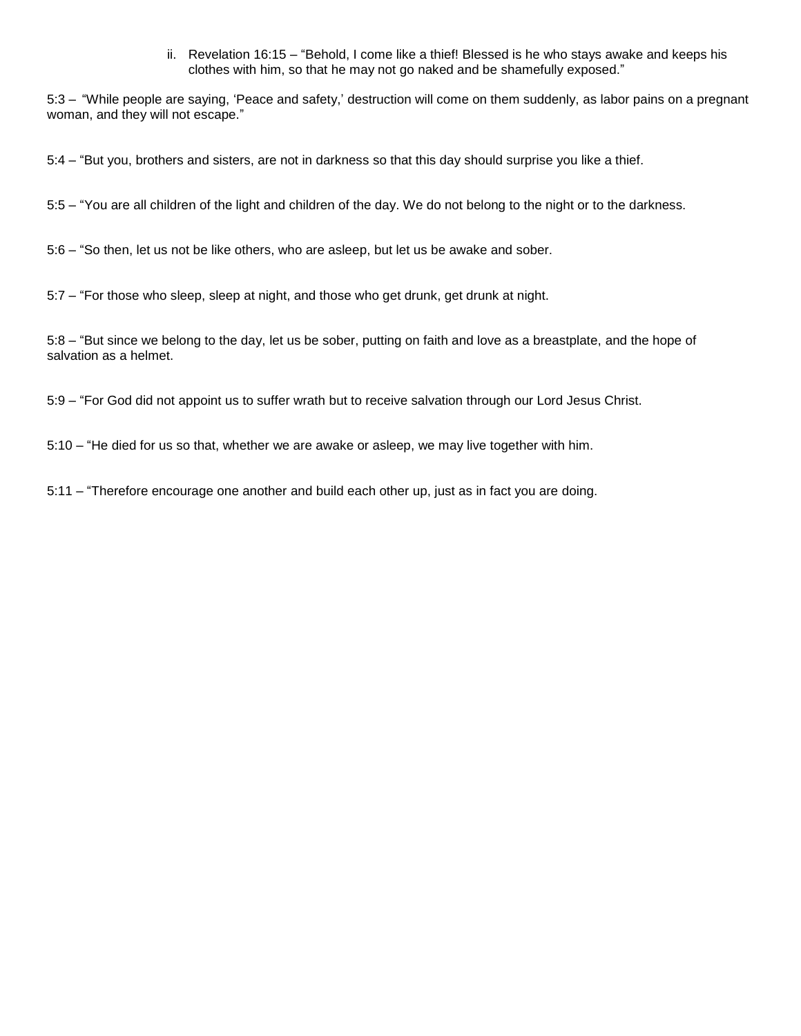ii. Revelation 16:15 – “Behold, I come like a thief! Blessed is he who stays awake and keeps his clothes with him, so that he may not go naked and be shamefully exposed.”

5:3 – “While people are saying, ‘Peace and safety,’ destruction will come on them suddenly, as labor pains on a pregnant woman, and they will not escape.”

5:4 – “But you, brothers and sisters, are not in darkness so that this day should surprise you like a thief.

5:5 – “You are all children of the light and children of the day. We do not belong to the night or to the darkness.

5:6 – “So then, let us not be like others, who are asleep, but let us be awake and sober.

5:7 – “For those who sleep, sleep at night, and those who get drunk, get drunk at night.

5:8 – “But since we belong to the day, let us be sober, putting on faith and love as a breastplate, and the hope of salvation as a helmet.

5:9 – “For God did not appoint us to suffer wrath but to receive salvation through our Lord Jesus Christ.

5:10 – “He died for us so that, whether we are awake or asleep, we may live together with him.

5:11 – “Therefore encourage one another and build each other up, just as in fact you are doing.